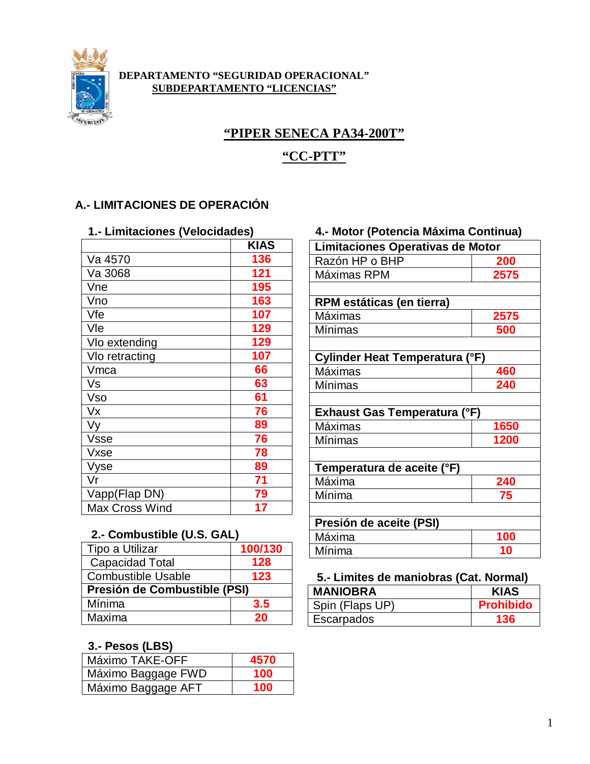**DEPARTAMENTO "SEGURIDAD OPERACIONAL"**
**SUBDEPARTAMENTO "LICENCIAS"**

# "PIPER SENECA PA34-200T"

# "CC-PTT"

## A.- LIMITACIONES DE OPERACIÓN

### 1.- Limitaciones (Velocidades)

| | KIAS |
|---|---|
| Va 4570 | 136 |
| Va 3068 | 121 |
| Vne | 195 |
| Vno | 163 |
| Vfe | 107 |
| Vle | 129 |
| Vlo extending | 129 |
| Vlo retracting | 107 |
| Vmca | 66 |
| Vs | 63 |
| Vso | 61 |
| Vx | 76 |
| Vy | 89 |
| Vsse | 76 |
| Vxse | 78 |
| Vyse | 89 |
| Vr | 71 |
| Vapp(Flap DN) | 79 |
| Max Cross Wind | 17 |

### 2.- Combustible (U.S. GAL)

| | |
|---|---|
| Tipo a Utilizar | 100/130 |
| Capacidad Total | 128 |
| Combustible Usable | 123 |
| **Presión de Combustible (PSI)** | |
| Mínima | 3.5 |
| Maxima | 20 |

### 3.- Pesos (LBS)

| | |
|---|---|
| Máximo TAKE-OFF | 4570 |
| Máximo Baggage FWD | 100 |
| Máximo Baggage AFT | 100 |

### 4.- Motor (Potencia Máxima Continua)

| **Limitaciones Operativas de Motor** | |
|---|---|
| Razón HP o BHP | 200 |
| Máximas RPM | 2575 |
| | |
| **RPM estáticas (en tierra)** | |
| Máximas | 2575 |
| Mínimas | 500 |
| | |
| **Cylinder Heat Temperatura (°F)** | |
| Máximas | 460 |
| Mínimas | 240 |
| | |
| **Exhaust Gas Temperatura (°F)** | |
| Máximas | 1650 |
| Mínimas | 1200 |
| | |
| **Temperatura de aceite (°F)** | |
| Máxima | 240 |
| Mínima | 75 |
| | |
| **Presión de aceite (PSI)** | |
| Máxima | 100 |
| Mínima | 10 |

### 5.- Limites de maniobras (Cat. Normal)

| MANIOBRA | KIAS |
|---|---|
| Spin (Flaps UP) | Prohibido |
| Escarpados | 136 |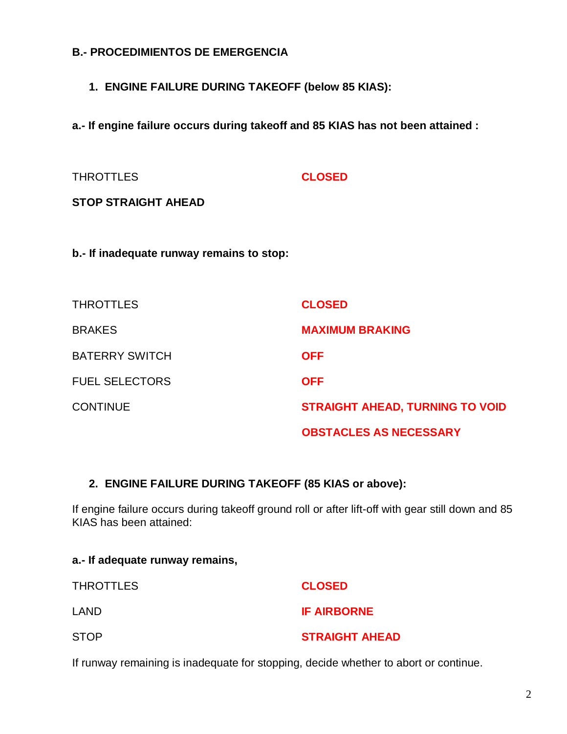## B.- PROCEDIMIENTOS DE EMERGENCIA

### 1. ENGINE FAILURE DURING TAKEOFF (below 85 KIAS):

**a.- If engine failure occurs during takeoff and 85 KIAS has not been attained :**

| | |
|---|---|
| THROTTLES | **CLOSED** |

**STOP STRAIGHT AHEAD**

**b.- If inadequate runway remains to stop:**

| | |
|---|---|
| THROTTLES | **CLOSED** |
| BRAKES | **MAXIMUM BRAKING** |
| BATERRY SWITCH | **OFF** |
| FUEL SELECTORS | **OFF** |
| CONTINUE | **STRAIGHT AHEAD, TURNING TO VOID OBSTACLES AS NECESSARY** |

### 2. ENGINE FAILURE DURING TAKEOFF (85 KIAS or above):

If engine failure occurs during takeoff ground roll or after lift-off with gear still down and 85 KIAS has been attained:

**a.- If adequate runway remains,**

| | |
|---|---|
| THROTTLES | **CLOSED** |
| LAND | **IF AIRBORNE** |
| STOP | **STRAIGHT AHEAD** |

If runway remaining is inadequate for stopping, decide whether to abort or continue.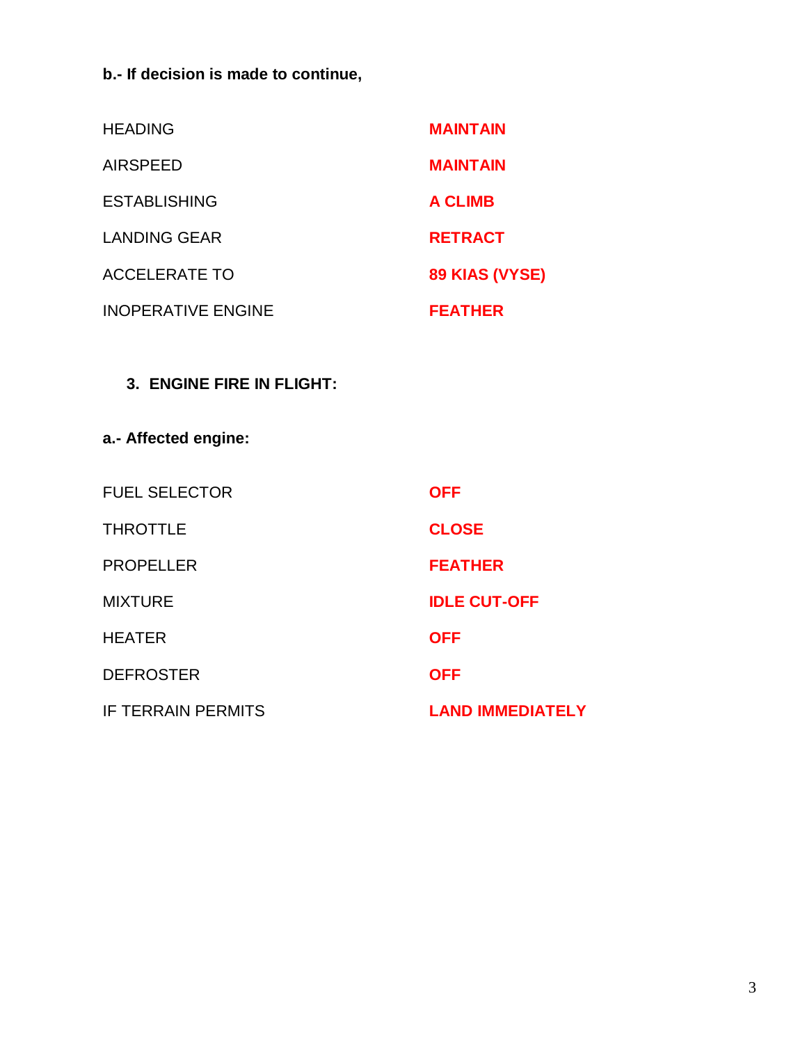**b.- If decision is made to continue,**

| | |
|---|---|
| HEADING | **MAINTAIN** |
| AIRSPEED | **MAINTAIN** |
| ESTABLISHING | **A CLIMB** |
| LANDING GEAR | **RETRACT** |
| ACCELERATE TO | **89 KIAS (VYSE)** |
| INOPERATIVE ENGINE | **FEATHER** |

**3. ENGINE FIRE IN FLIGHT:**

**a.- Affected engine:**

| | |
|---|---|
| FUEL SELECTOR | **OFF** |
| THROTTLE | **CLOSE** |
| PROPELLER | **FEATHER** |
| MIXTURE | **IDLE CUT-OFF** |
| HEATER | **OFF** |
| DEFROSTER | **OFF** |
| IF TERRAIN PERMITS | **LAND IMMEDIATELY** |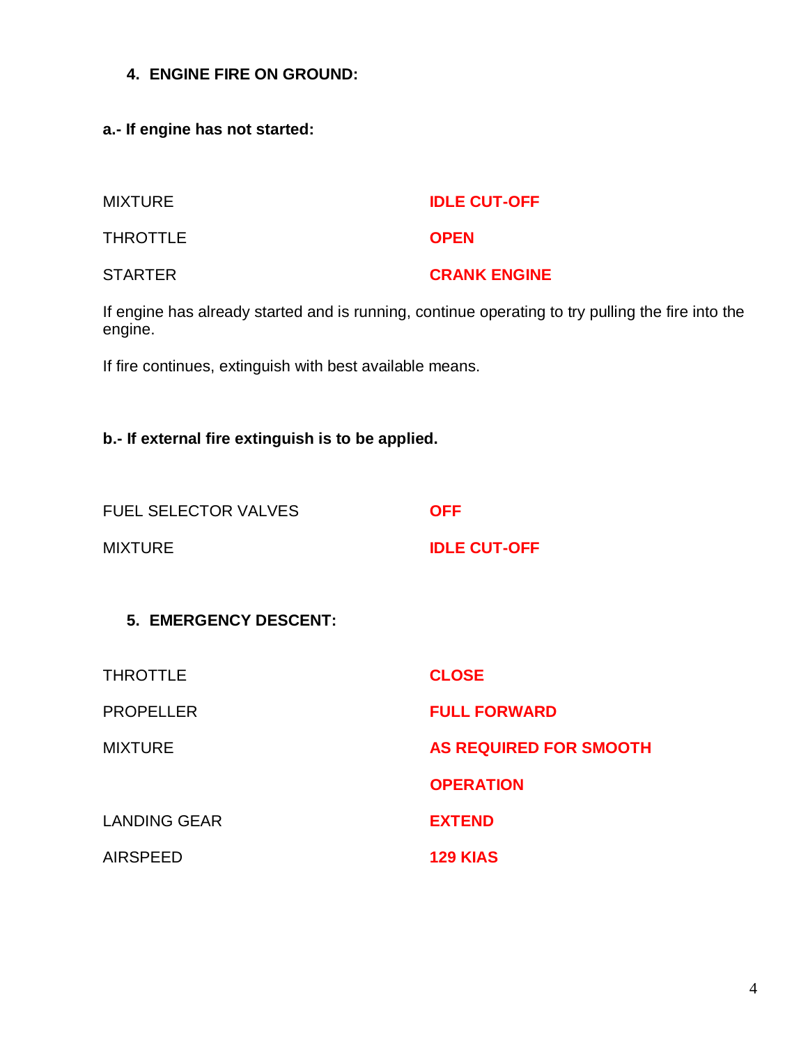## 4. ENGINE FIRE ON GROUND:

**a.- If engine has not started:**

| | |
|---|---|
| MIXTURE | **IDLE CUT-OFF** |
| THROTTLE | **OPEN** |
| STARTER | **CRANK ENGINE** |

If engine has already started and is running, continue operating to try pulling the fire into the engine.

If fire continues, extinguish with best available means.

**b.- If external fire extinguish is to be applied.**

| | |
|---|---|
| FUEL SELECTOR VALVES | **OFF** |
| MIXTURE | **IDLE CUT-OFF** |

## 5. EMERGENCY DESCENT:

| | |
|---|---|
| THROTTLE | **CLOSE** |
| PROPELLER | **FULL FORWARD** |
| MIXTURE | **AS REQUIRED FOR SMOOTH OPERATION** |
| LANDING GEAR | **EXTEND** |
| AIRSPEED | **129 KIAS** |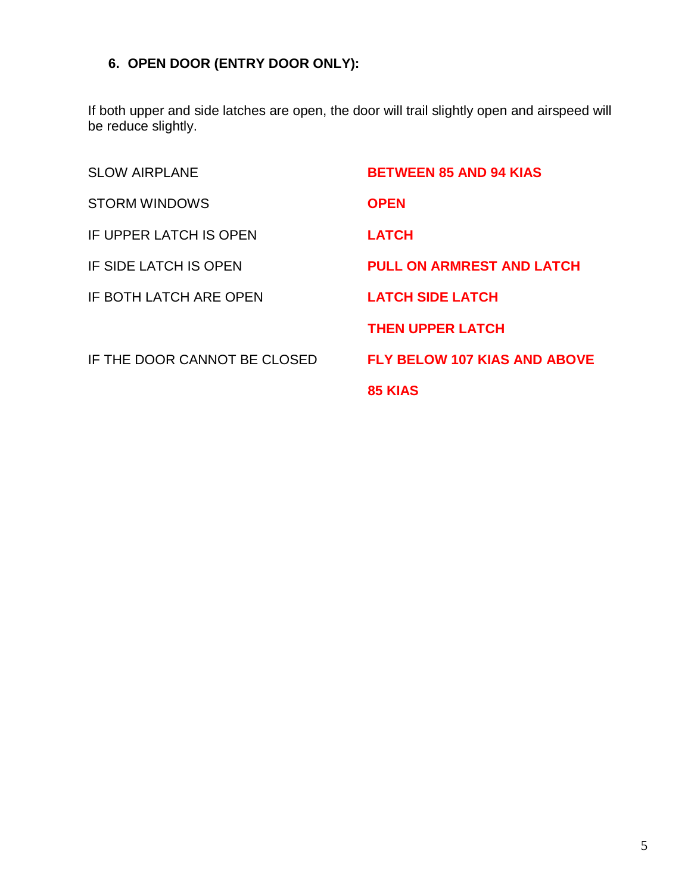### 6. OPEN DOOR (ENTRY DOOR ONLY):

If both upper and side latches are open, the door will trail slightly open and airspeed will be reduce slightly.

| | |
|---|---|
| SLOW AIRPLANE | **BETWEEN 85 AND 94 KIAS** |
| STORM WINDOWS | **OPEN** |
| IF UPPER LATCH IS OPEN | **LATCH** |
| IF SIDE LATCH IS OPEN | **PULL ON ARMREST AND LATCH** |
| IF BOTH LATCH ARE OPEN | **LATCH SIDE LATCH** |
| | **THEN UPPER LATCH** |
| IF THE DOOR CANNOT BE CLOSED | **FLY BELOW 107 KIAS AND ABOVE** |
| | **85 KIAS** |